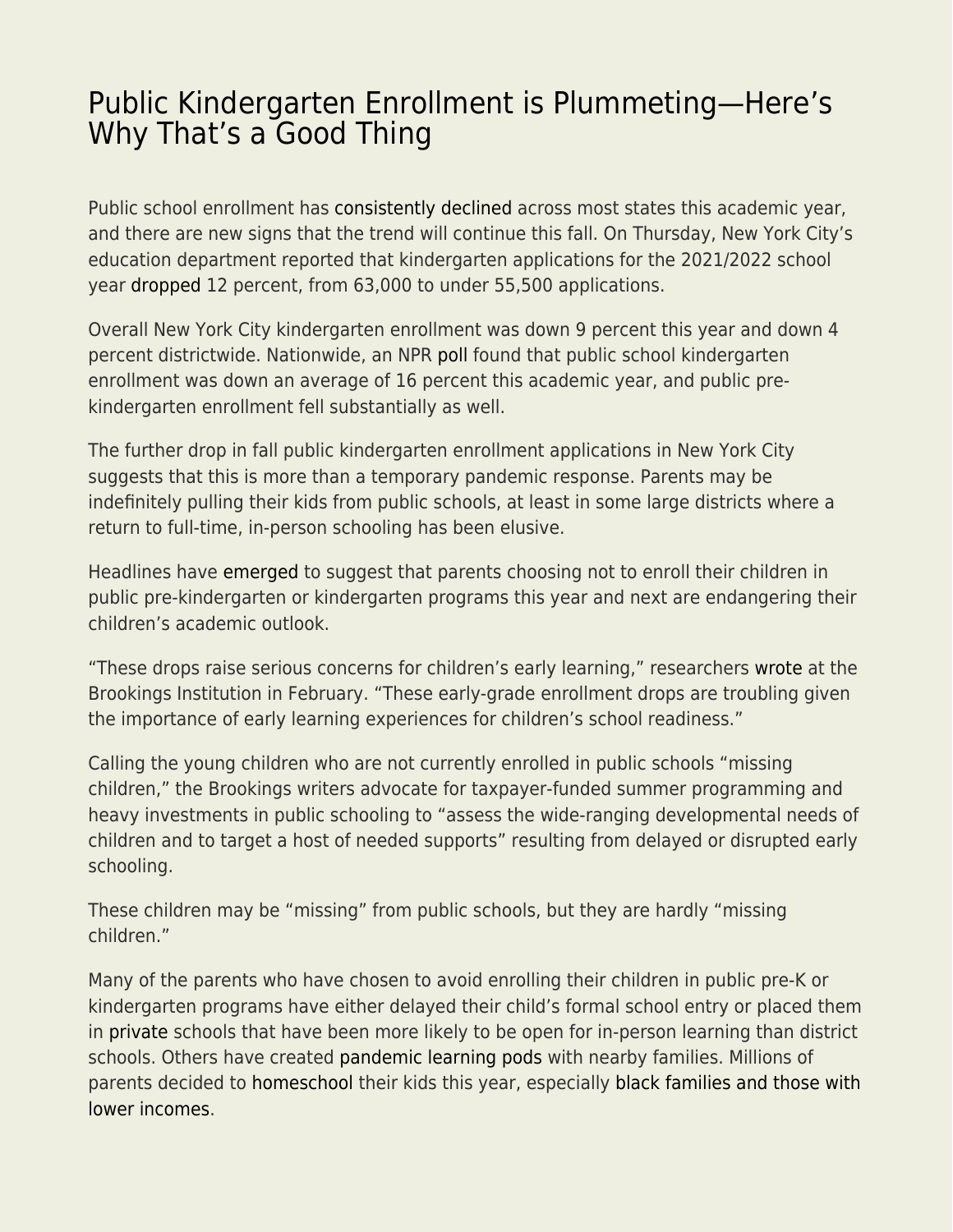# Public Kindergarten Enrollment is Plummeting—Here's Why That's a Good Thing

Public school enrollment has consistently declined across most states this academic year, and there are new signs that the trend will continue this fall. On Thursday, New York City's education department reported that kindergarten applications for the 2021/2022 school year dropped 12 percent, from 63,000 to under 55,500 applications.

Overall New York City kindergarten enrollment was down 9 percent this year and down 4 percent districtwide. Nationwide, an NPR poll found that public school kindergarten enrollment was down an average of 16 percent this academic year, and public pre-kindergarten enrollment fell substantially as well.

The further drop in fall public kindergarten enrollment applications in New York City suggests that this is more than a temporary pandemic response. Parents may be indefinitely pulling their kids from public schools, at least in some large districts where a return to full-time, in-person schooling has been elusive.

Headlines have emerged to suggest that parents choosing not to enroll their children in public pre-kindergarten or kindergarten programs this year and next are endangering their children's academic outlook.

"These drops raise serious concerns for children's early learning," researchers wrote at the Brookings Institution in February. "These early-grade enrollment drops are troubling given the importance of early learning experiences for children's school readiness."

Calling the young children who are not currently enrolled in public schools "missing children," the Brookings writers advocate for taxpayer-funded summer programming and heavy investments in public schooling to "assess the wide-ranging developmental needs of children and to target a host of needed supports" resulting from delayed or disrupted early schooling.

These children may be "missing" from public schools, but they are hardly "missing children."

Many of the parents who have chosen to avoid enrolling their children in public pre-K or kindergarten programs have either delayed their child's formal school entry or placed them in private schools that have been more likely to be open for in-person learning than district schools. Others have created pandemic learning pods with nearby families. Millions of parents decided to homeschool their kids this year, especially black families and those with lower incomes.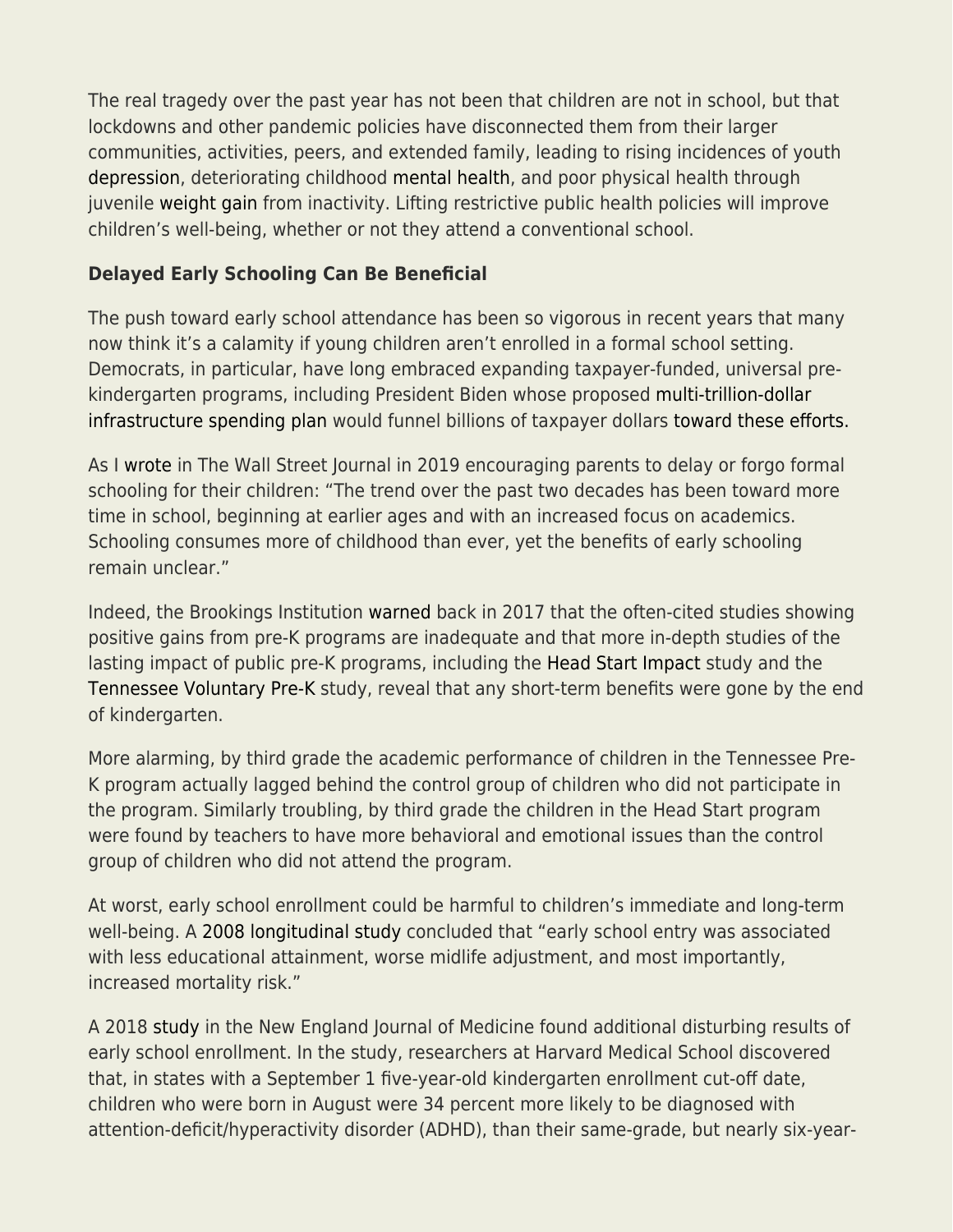The real tragedy over the past year has not been that children are not in school, but that lockdowns and other pandemic policies have disconnected them from their larger communities, activities, peers, and extended family, leading to rising incidences of youth depression, deteriorating childhood mental health, and poor physical health through juvenile weight gain from inactivity. Lifting restrictive public health policies will improve children's well-being, whether or not they attend a conventional school.

**Delayed Early Schooling Can Be Beneficial**

The push toward early school attendance has been so vigorous in recent years that many now think it's a calamity if young children aren't enrolled in a formal school setting. Democrats, in particular, have long embraced expanding taxpayer-funded, universal pre-kindergarten programs, including President Biden whose proposed multi-trillion-dollar infrastructure spending plan would funnel billions of taxpayer dollars toward these efforts.

As I wrote in The Wall Street Journal in 2019 encouraging parents to delay or forgo formal schooling for their children: "The trend over the past two decades has been toward more time in school, beginning at earlier ages and with an increased focus on academics. Schooling consumes more of childhood than ever, yet the benefits of early schooling remain unclear."

Indeed, the Brookings Institution warned back in 2017 that the often-cited studies showing positive gains from pre-K programs are inadequate and that more in-depth studies of the lasting impact of public pre-K programs, including the Head Start Impact study and the Tennessee Voluntary Pre-K study, reveal that any short-term benefits were gone by the end of kindergarten.

More alarming, by third grade the academic performance of children in the Tennessee Pre-K program actually lagged behind the control group of children who did not participate in the program. Similarly troubling, by third grade the children in the Head Start program were found by teachers to have more behavioral and emotional issues than the control group of children who did not attend the program.

At worst, early school enrollment could be harmful to children's immediate and long-term well-being. A 2008 longitudinal study concluded that "early school entry was associated with less educational attainment, worse midlife adjustment, and most importantly, increased mortality risk."

A 2018 study in the New England Journal of Medicine found additional disturbing results of early school enrollment. In the study, researchers at Harvard Medical School discovered that, in states with a September 1 five-year-old kindergarten enrollment cut-off date, children who were born in August were 34 percent more likely to be diagnosed with attention-deficit/hyperactivity disorder (ADHD), than their same-grade, but nearly six-year-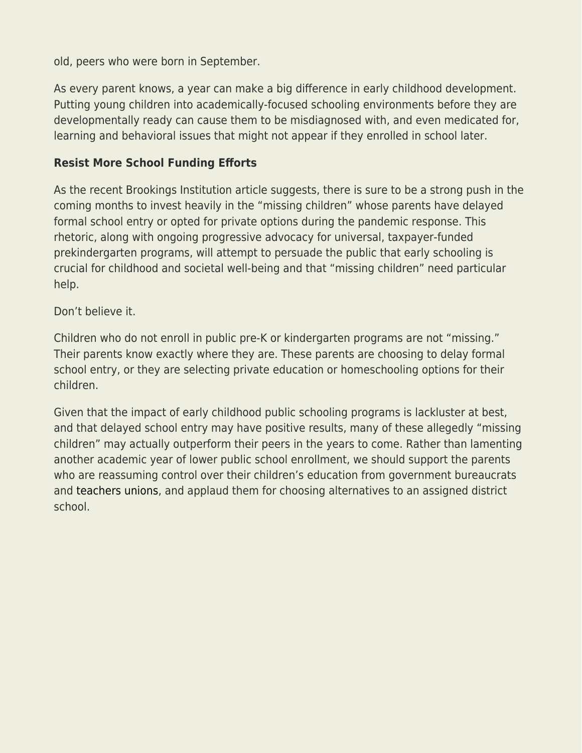old, peers who were born in September.

As every parent knows, a year can make a big difference in early childhood development. Putting young children into academically-focused schooling environments before they are developmentally ready can cause them to be misdiagnosed with, and even medicated for, learning and behavioral issues that might not appear if they enrolled in school later.

**Resist More School Funding Efforts**

As the recent Brookings Institution article suggests, there is sure to be a strong push in the coming months to invest heavily in the "missing children" whose parents have delayed formal school entry or opted for private options during the pandemic response. This rhetoric, along with ongoing progressive advocacy for universal, taxpayer-funded prekindergarten programs, will attempt to persuade the public that early schooling is crucial for childhood and societal well-being and that "missing children" need particular help.

Don't believe it.

Children who do not enroll in public pre-K or kindergarten programs are not "missing." Their parents know exactly where they are. These parents are choosing to delay formal school entry, or they are selecting private education or homeschooling options for their children.

Given that the impact of early childhood public schooling programs is lackluster at best, and that delayed school entry may have positive results, many of these allegedly "missing children" may actually outperform their peers in the years to come. Rather than lamenting another academic year of lower public school enrollment, we should support the parents who are reassuming control over their children's education from government bureaucrats and teachers unions, and applaud them for choosing alternatives to an assigned district school.